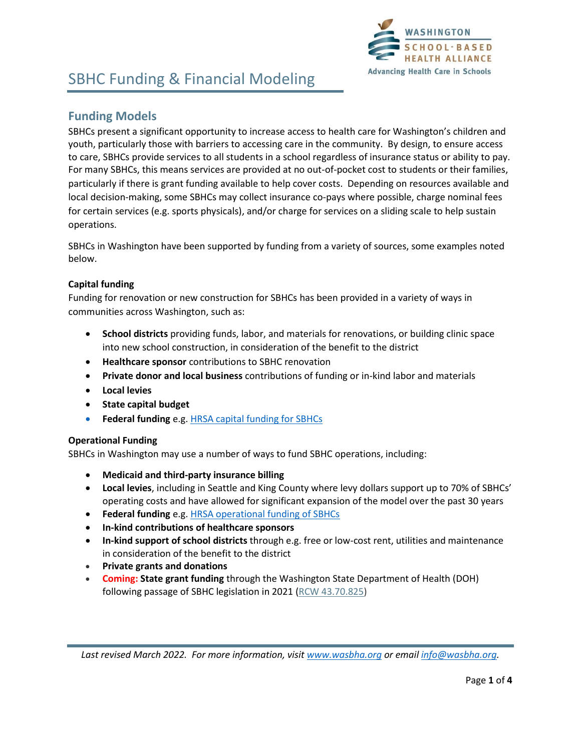# SBHC Funding & Financial Modeling

## Funding Models

SBHCs present a significant opportunity to increase access to health care for Washington's children and youth, particularly those with barriers to accessing care in the community. By design, to ensure access to care, SBHCs provide services to all students in a school regardless of insurance status or ability to pay. For many SBHCs, this means services are provided at no out-of-pocket cost to students or their families, particularly if there is grant funding available to help cover costs. Depending on resources available and local decision-making, some SBHCs may collect insurance co-pays where possible, charge nominal fees for certain services (e.g. sports physicals), and/or charge for services on a sliding scale to help sustain operations.

SBHCs in Washington have been supported by funding from a variety of sources, some examples noted below.

### Capital funding

Funding for renovation or new construction for SBHCs has been provided in a variety of ways in communities across Washington, such as:

- **School districts** providing funds, labor, and materials for renovations, or building clinic space into new school construction, in consideration of the benefit to the district
- **Healthcare sponsor** contributions to SBHC renovation
- **Private donor and local business** contributions of funding or in-kind labor and materials
- **Local levies**
- **State capital budget**
- **Federal funding** e.g. HRSA capital funding for SBHCs

### Operational Funding

SBHCs in Washington may use a number of ways to fund SBHC operations, including:

- **Medicaid and third-party insurance billing**
- **Local levies**, including in Seattle and King County where levy dollars support up to 70% of SBHCs' operating costs and have allowed for significant expansion of the model over the past 30 years
- **Federal funding** e.g. HRSA operational funding of SBHCs
- **In-kind contributions of healthcare sponsors**
- **In-kind support of school districts** through e.g. free or low-cost rent, utilities and maintenance in consideration of the benefit to the district
- **Private grants and donations**
- **Coming:** **State grant funding** through the Washington State Department of Health (DOH) following passage of SBHC legislation in 2021 (RCW 43.70.825)

*Last revised March 2022. For more information, visit www.wasbha.org or email info@wasbha.org.*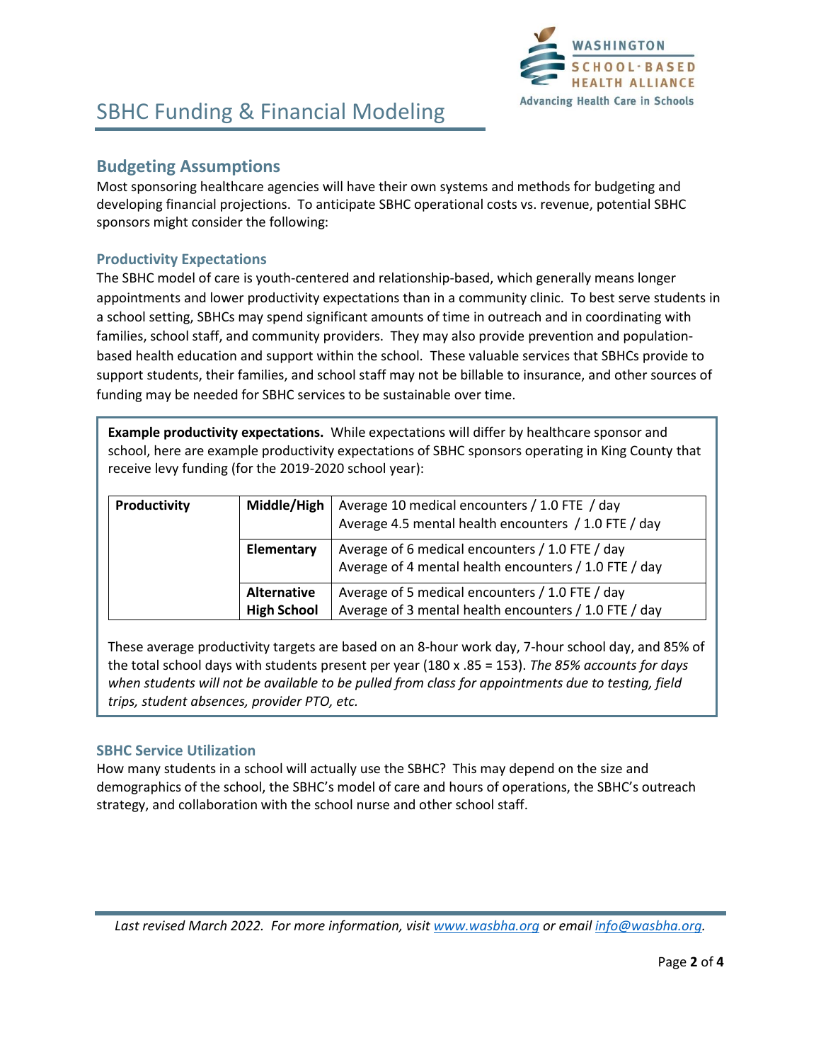# SBHC Funding & Financial Modeling

## Budgeting Assumptions

Most sponsoring healthcare agencies will have their own systems and methods for budgeting and developing financial projections. To anticipate SBHC operational costs vs. revenue, potential SBHC sponsors might consider the following:

### Productivity Expectations

The SBHC model of care is youth-centered and relationship-based, which generally means longer appointments and lower productivity expectations than in a community clinic. To best serve students in a school setting, SBHCs may spend significant amounts of time in outreach and in coordinating with families, school staff, and community providers. They may also provide prevention and population-based health education and support within the school. These valuable services that SBHCs provide to support students, their families, and school staff may not be billable to insurance, and other sources of funding may be needed for SBHC services to be sustainable over time.

**Example productivity expectations.** While expectations will differ by healthcare sponsor and school, here are example productivity expectations of SBHC sponsors operating in King County that receive levy funding (for the 2019-2020 school year):

| **Productivity** | **Middle/High** | Average 10 medical encounters / 1.0 FTE / day<br>Average 4.5 mental health encounters / 1.0 FTE / day |
|---|---|---|
| | **Elementary** | Average of 6 medical encounters / 1.0 FTE / day<br>Average of 4 mental health encounters / 1.0 FTE / day |
| | **Alternative High School** | Average of 5 medical encounters / 1.0 FTE / day<br>Average of 3 mental health encounters / 1.0 FTE / day |

These average productivity targets are based on an 8-hour work day, 7-hour school day, and 85% of the total school days with students present per year (180 x .85 = 153). *The 85% accounts for days when students will not be available to be pulled from class for appointments due to testing, field trips, student absences, provider PTO, etc.*

### SBHC Service Utilization

How many students in a school will actually use the SBHC? This may depend on the size and demographics of the school, the SBHC's model of care and hours of operations, the SBHC's outreach strategy, and collaboration with the school nurse and other school staff.

*Last revised March 2022. For more information, visit [www.wasbha.org](http://www.wasbha.org) or email [info@wasbha.org](mailto:info@wasbha.org).*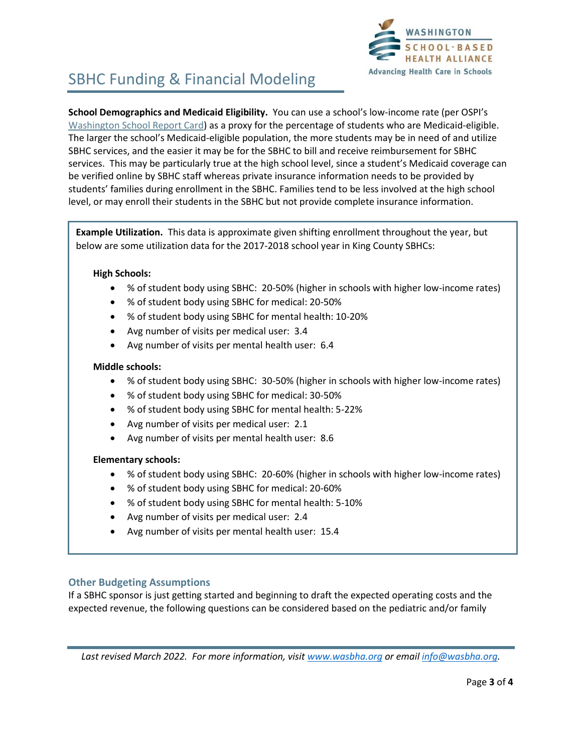**School Demographics and Medicaid Eligibility.** You can use a school's low-income rate (per OSPI's Washington School Report Card) as a proxy for the percentage of students who are Medicaid-eligible. The larger the school's Medicaid-eligible population, the more students may be in need of and utilize SBHC services, and the easier it may be for the SBHC to bill and receive reimbursement for SBHC services. This may be particularly true at the high school level, since a student's Medicaid coverage can be verified online by SBHC staff whereas private insurance information needs to be provided by students' families during enrollment in the SBHC. Families tend to be less involved at the high school level, or may enroll their students in the SBHC but not provide complete insurance information.

**Example Utilization.** This data is approximate given shifting enrollment throughout the year, but below are some utilization data for the 2017-2018 school year in King County SBHCs:

**High Schools:**

- % of student body using SBHC: 20-50% (higher in schools with higher low-income rates)
- % of student body using SBHC for medical: 20-50%
- % of student body using SBHC for mental health: 10-20%
- Avg number of visits per medical user: 3.4
- Avg number of visits per mental health user: 6.4

**Middle schools:**

- % of student body using SBHC: 30-50% (higher in schools with higher low-income rates)
- % of student body using SBHC for medical: 30-50%
- % of student body using SBHC for mental health: 5-22%
- Avg number of visits per medical user: 2.1
- Avg number of visits per mental health user: 8.6

**Elementary schools:**

- % of student body using SBHC: 20-60% (higher in schools with higher low-income rates)
- % of student body using SBHC for medical: 20-60%
- % of student body using SBHC for mental health: 5-10%
- Avg number of visits per medical user: 2.4
- Avg number of visits per mental health user: 15.4

### Other Budgeting Assumptions

If a SBHC sponsor is just getting started and beginning to draft the expected operating costs and the expected revenue, the following questions can be considered based on the pediatric and/or family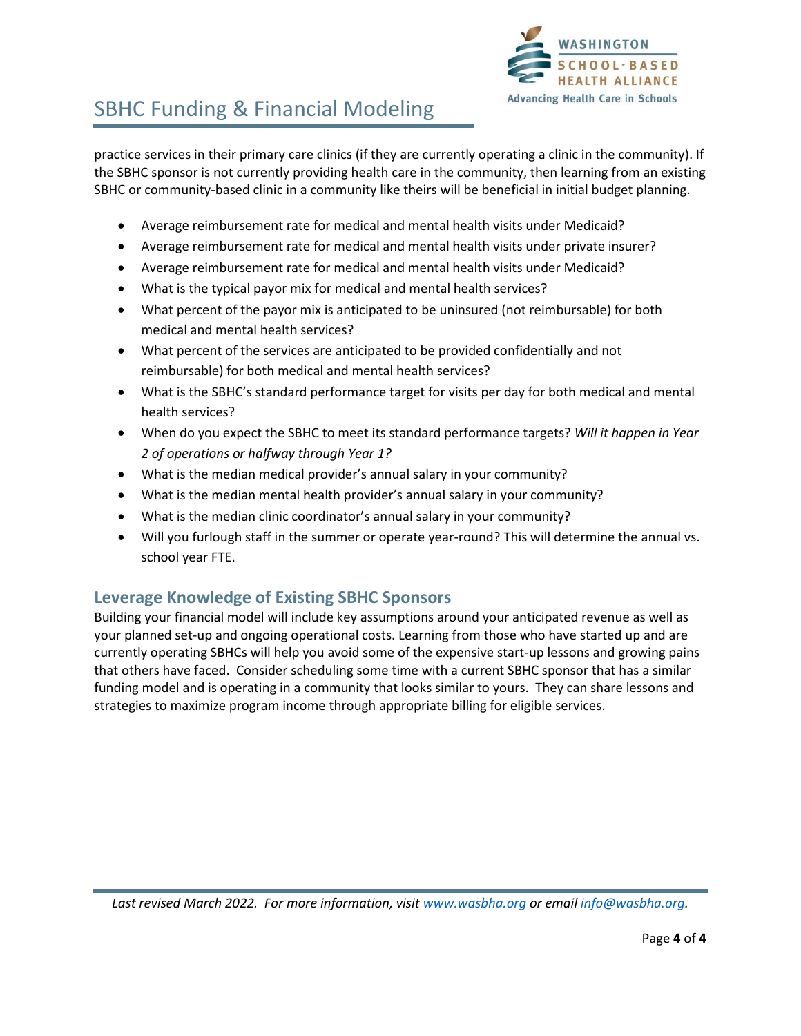practice services in their primary care clinics (if they are currently operating a clinic in the community). If the SBHC sponsor is not currently providing health care in the community, then learning from an existing SBHC or community-based clinic in a community like theirs will be beneficial in initial budget planning.

- Average reimbursement rate for medical and mental health visits under Medicaid?
- Average reimbursement rate for medical and mental health visits under private insurer?
- Average reimbursement rate for medical and mental health visits under Medicaid?
- What is the typical payor mix for medical and mental health services?
- What percent of the payor mix is anticipated to be uninsured (not reimbursable) for both medical and mental health services?
- What percent of the services are anticipated to be provided confidentially and not reimbursable) for both medical and mental health services?
- What is the SBHC's standard performance target for visits per day for both medical and mental health services?
- When do you expect the SBHC to meet its standard performance targets? *Will it happen in Year 2 of operations or halfway through Year 1?*
- What is the median medical provider's annual salary in your community?
- What is the median mental health provider's annual salary in your community?
- What is the median clinic coordinator's annual salary in your community?
- Will you furlough staff in the summer or operate year-round? This will determine the annual vs. school year FTE.

## Leverage Knowledge of Existing SBHC Sponsors

Building your financial model will include key assumptions around your anticipated revenue as well as your planned set-up and ongoing operational costs. Learning from those who have started up and are currently operating SBHCs will help you avoid some of the expensive start-up lessons and growing pains that others have faced. Consider scheduling some time with a current SBHC sponsor that has a similar funding model and is operating in a community that looks similar to yours. They can share lessons and strategies to maximize program income through appropriate billing for eligible services.

*Last revised March 2022. For more information, visit www.wasbha.org or email info@wasbha.org.*